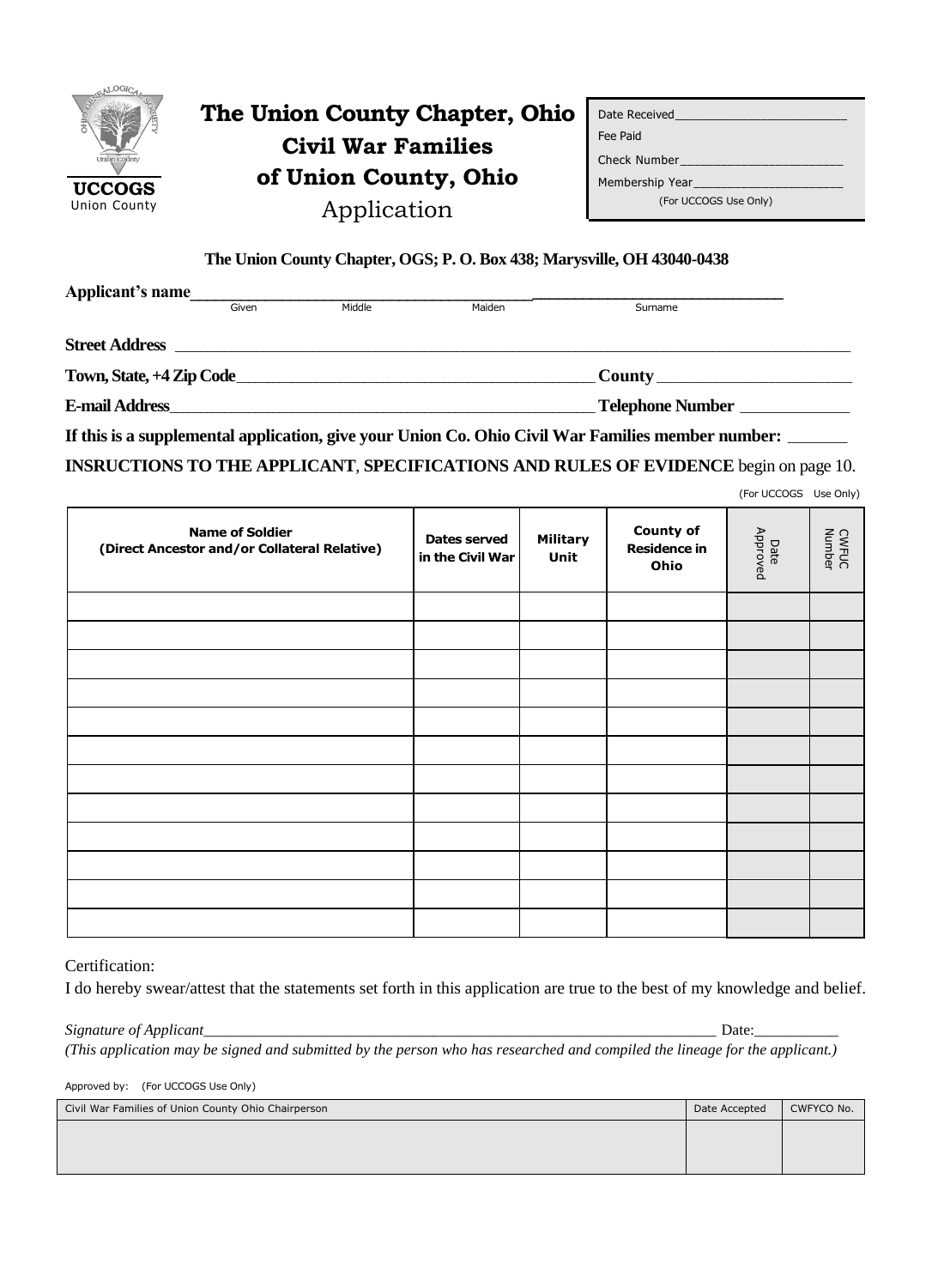**UCCOGS**
Union County

# The Union County Chapter, Ohio
## Civil War Families
## of Union County, Ohio
Application

| Date Received________________________ |
|---|
| Fee Paid |
| Check Number_______________________ |
| Membership Year_____________________ |
| (For UCCOGS Use Only) |

**The Union County Chapter, OGS; P. O. Box 438; Marysville, OH 43040-0438**

**Applicant's name**________________________________________________________________
Given Middle Maiden Surname

**Street Address** ______________________________________________________________________

**Town, State, +4 Zip Code**_________________________________________ **County** _______________________

**E-mail Address**____________________________________________________ **Telephone Number** _____________

**If this is a supplemental application, give your Union Co. Ohio Civil War Families member number:** _______

**INSRUCTIONS TO THE APPLICANT**, **SPECIFICATIONS AND RULES OF EVIDENCE** begin on page 10.

(For UCCOGS Use Only)

| Name of Soldier (Direct Ancestor and/or Collateral Relative) | Dates served in the Civil War | Military Unit | County of Residence in Ohio | Date Approved | CWFUC Number |
|---|---|---|---|---|---|
| | | | | | |
| | | | | | |
| | | | | | |
| | | | | | |
| | | | | | |
| | | | | | |
| | | | | | |
| | | | | | |
| | | | | | |
| | | | | | |
| | | | | | |
| | | | | | |

Certification:

I do hereby swear/attest that the statements set forth in this application are true to the best of my knowledge and belief.

*Signature of Applicant*_____________________________________________________________________ Date:___________

*(This application may be signed and submitted by the person who has researched and compiled the lineage for the applicant.)*

Approved by: (For UCCOGS Use Only)

| Civil War Families of Union County Ohio Chairperson | Date Accepted | CWFYCO No. |
|---|---|---|
| | | |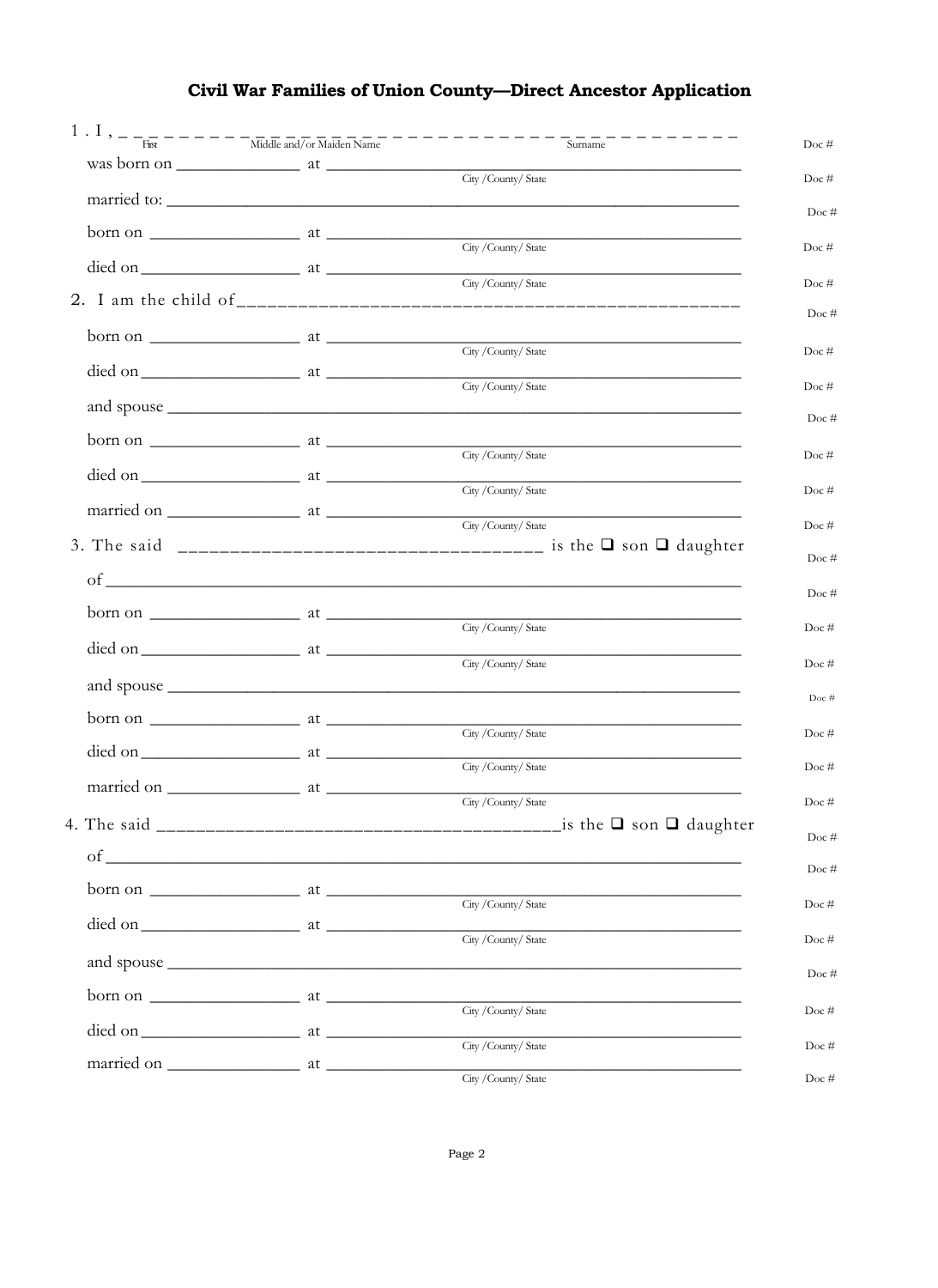# Civil War Families of Union County—Direct Ancestor Application

1 . I , _______________________________________________ Doc #
First Middle and/or Maiden Name Surname

was born on ______________ at ___________________________________________ Doc #
City /County/ State

married to: ______________________________________________________________ Doc #

born on ________________ at ___________________________________________ Doc #
City /County/ State

died on_________________ at ___________________________________________ Doc #
City /County/ State

2. I am the child of_____________________________________________ Doc #

born on ________________ at ___________________________________________ Doc #
City /County/ State

died on_________________ at ___________________________________________ Doc #
City /County/ State

and spouse _______________________________________________________________ Doc #

born on ________________ at ___________________________________________ Doc #
City /County/ State

died on_________________ at ___________________________________________ Doc #
City /County/ State

married on ______________ at ___________________________________________ Doc #
City /County/ State

3. The said ________________________________ is the ❑ son ❑ daughter Doc #

of ______________________________________________________________________ Doc #

born on ________________ at ___________________________________________ Doc #
City /County/ State

died on_________________ at ___________________________________________ Doc #
City /County/ State

and spouse _______________________________________________________________ Doc #

born on ________________ at ___________________________________________ Doc #
City /County/ State

died on_________________ at ___________________________________________ Doc #
City /County/ State

married on ______________ at ___________________________________________ Doc #
City /County/ State

4. The said _______________________________________is the ❑ son ❑ daughter Doc #

of ______________________________________________________________________ Doc #

born on ________________ at ___________________________________________ Doc #
City /County/ State

died on_________________ at ___________________________________________ Doc #
City /County/ State

and spouse _______________________________________________________________ Doc #

born on ________________ at ___________________________________________ Doc #
City /County/ State

died on_________________ at ___________________________________________ Doc #
City /County/ State

married on ______________ at ___________________________________________ Doc #
City /County/ State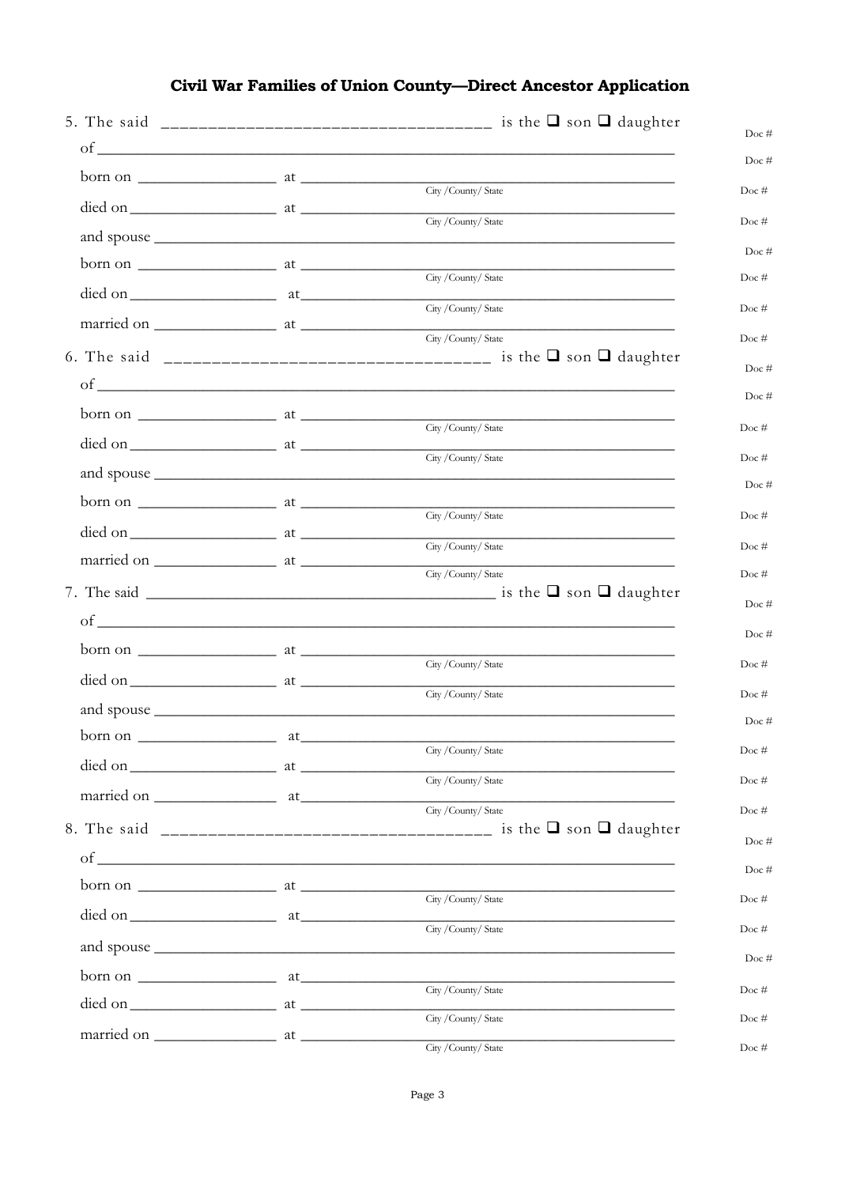## Civil War Families of Union County—Direct Ancestor Application

5. The said ______________________________ is the ❑ son ❑ daughter Doc #

of ____________________________________________________________ Doc #

born on ______________ at ____________________________________ Doc #
City /County/ State

died on ______________ at ____________________________________ Doc #
City /County/ State

and spouse ______________________________________________________ Doc #

born on ______________ at ____________________________________ Doc #
City /County/ State

died on ______________ at ____________________________________ Doc #
City /County/ State

married on ______________ at ____________________________________ Doc #
City /County/ State

6. The said ______________________________ is the ❑ son ❑ daughter Doc #

of ____________________________________________________________ Doc #

born on ______________ at ____________________________________ Doc #
City /County/ State

died on ______________ at ____________________________________ Doc #
City /County/ State

and spouse ______________________________________________________ Doc #

born on ______________ at ____________________________________ Doc #
City /County/ State

died on ______________ at ____________________________________ Doc #
City /County/ State

married on ______________ at ____________________________________ Doc #
City /County/ State

7. The said ______________________________ is the ❑ son ❑ daughter Doc #

of ____________________________________________________________ Doc #

born on ______________ at ____________________________________ Doc #
City /County/ State

died on ______________ at ____________________________________ Doc #
City /County/ State

and spouse ______________________________________________________ Doc #

born on ______________ at ____________________________________ Doc #
City /County/ State

died on ______________ at ____________________________________ Doc #
City /County/ State

married on ______________ at ____________________________________ Doc #
City /County/ State

8. The said ______________________________ is the ❑ son ❑ daughter Doc #

of ____________________________________________________________ Doc #

born on ______________ at ____________________________________ Doc #
City /County/ State

died on ______________ at ____________________________________ Doc #
City /County/ State

and spouse ______________________________________________________ Doc #

born on ______________ at ____________________________________ Doc #
City /County/ State

died on ______________ at ____________________________________ Doc #
City /County/ State

married on ______________ at ____________________________________ Doc #
City /County/ State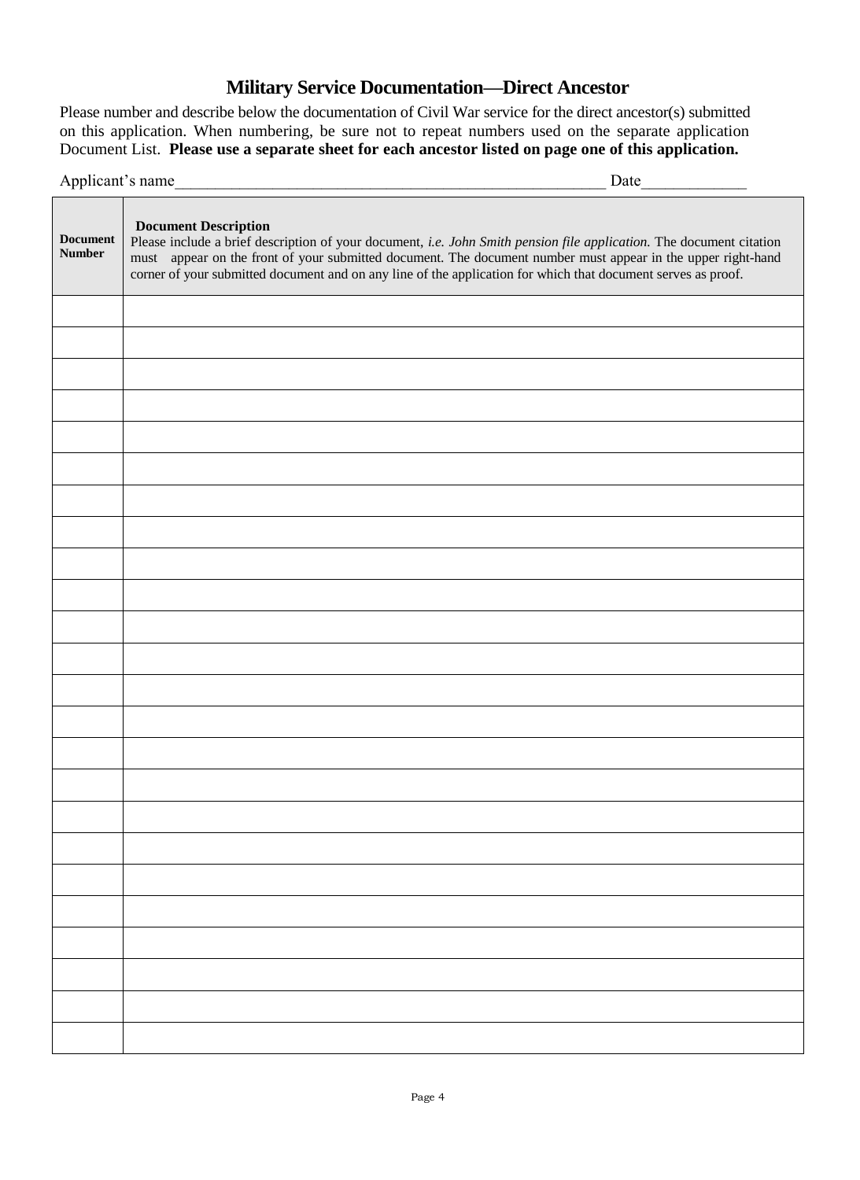## Military Service Documentation—Direct Ancestor

Please number and describe below the documentation of Civil War service for the direct ancestor(s) submitted on this application. When numbering, be sure not to repeat numbers used on the separate application Document List. **Please use a separate sheet for each ancestor listed on page one of this application.**

Applicant's name_______________________________________________________ Date_____________

| **Document Number** | **Document Description**<br>Please include a brief description of your document, *i.e. John Smith pension file application.* The document citation must appear on the front of your submitted document. The document number must appear in the upper right-hand corner of your submitted document and on any line of the application for which that document serves as proof. |
|---|---|
| | |
| | |
| | |
| | |
| | |
| | |
| | |
| | |
| | |
| | |
| | |
| | |
| | |
| | |
| | |
| | |
| | |
| | |
| | |
| | |
| | |
| | |
| | |
| | |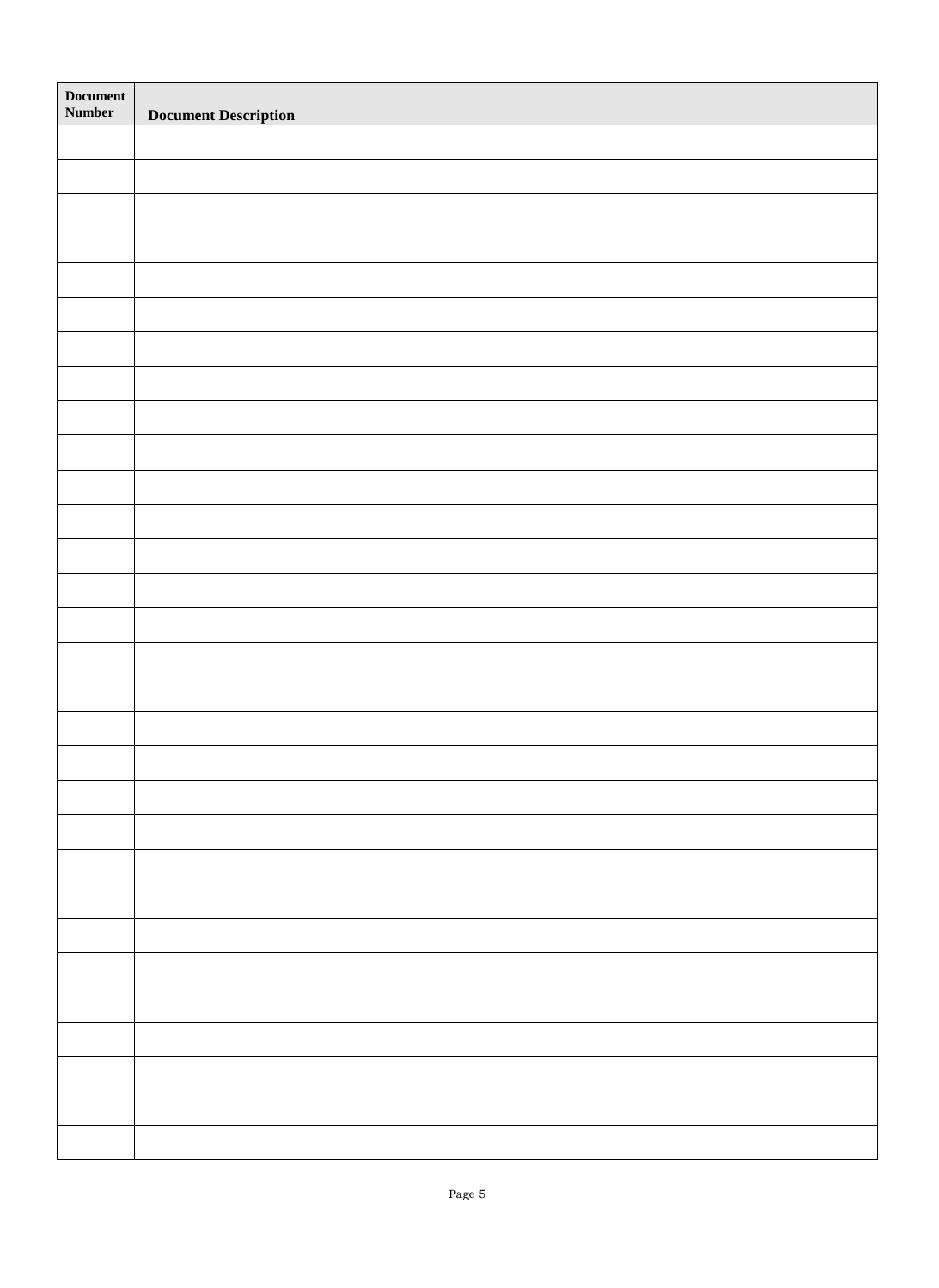| Document Number | Document Description |
|---|---|
| | |
| | |
| | |
| | |
| | |
| | |
| | |
| | |
| | |
| | |
| | |
| | |
| | |
| | |
| | |
| | |
| | |
| | |
| | |
| | |
| | |
| | |
| | |
| | |
| | |
| | |
| | |
| | |
| | |
| | |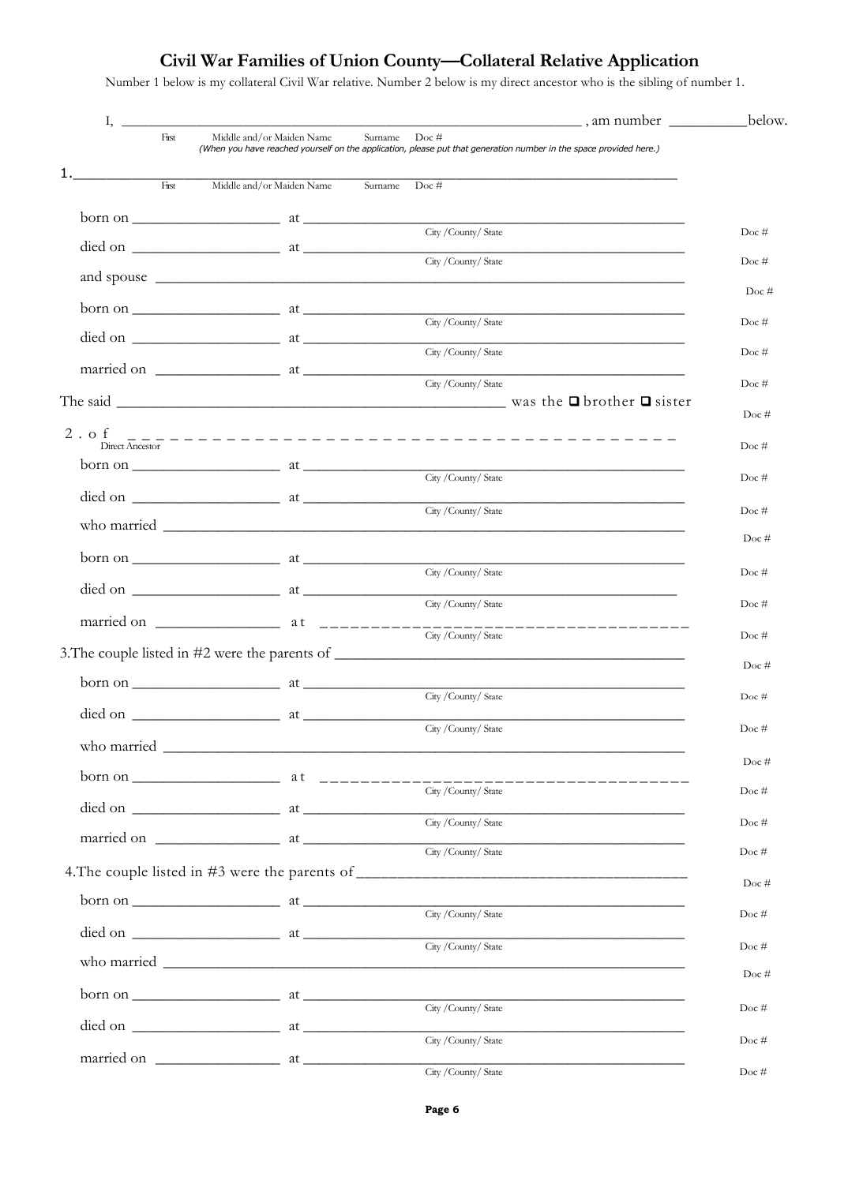# Civil War Families of Union County—Collateral Relative Application

Number 1 below is my collateral Civil War relative. Number 2 below is my direct ancestor who is the sibling of number 1.

I, ______________________________________________, am number __________below.
First Middle and/or Maiden Name Surname Doc #
*(When you have reached yourself on the application, please put that generation number in the space provided here.)*

1.______________________________________________
First Middle and/or Maiden Name Surname Doc #

born on __________________ at ______________________________ Doc #
City /County/ State

died on __________________ at ______________________________ Doc #
City /County/ State

and spouse ______________________________________________ Doc #

born on __________________ at ______________________________ Doc #
City /County/ State

died on __________________ at ______________________________ Doc #
City /County/ State

married on ________________ at ______________________________ Doc #
City /County/ State

The said ______________________________ was the ❑ brother ❑ sister Doc #

2. of ______________________________________________ Doc #
Direct Ancestor

born on __________________ at ______________________________ Doc #
City /County/ State

died on __________________ at ______________________________ Doc #
City /County/ State

who married ______________________________________________ Doc #

born on __________________ at ______________________________ Doc #
City /County/ State

died on __________________ at ______________________________ Doc #
City /County/ State

married on ________________ at ______________________________ Doc #
City /County/ State

3.The couple listed in #2 were the parents of ______________________________ Doc #

born on __________________ at ______________________________ Doc #
City /County/ State

died on __________________ at ______________________________ Doc #
City /County/ State

who married ______________________________________________ Doc #

born on __________________ at ______________________________ Doc #
City /County/ State

died on __________________ at ______________________________ Doc #
City /County/ State

married on ________________ at ______________________________ Doc #
City /County/ State

4.The couple listed in #3 were the parents of ______________________________ Doc #

born on __________________ at ______________________________ Doc #
City /County/ State

died on __________________ at ______________________________ Doc #
City /County/ State

who married ______________________________________________ Doc #

born on __________________ at ______________________________ Doc #
City /County/ State

died on __________________ at ______________________________ Doc #
City /County/ State

married on ________________ at ______________________________ Doc #
City /County/ State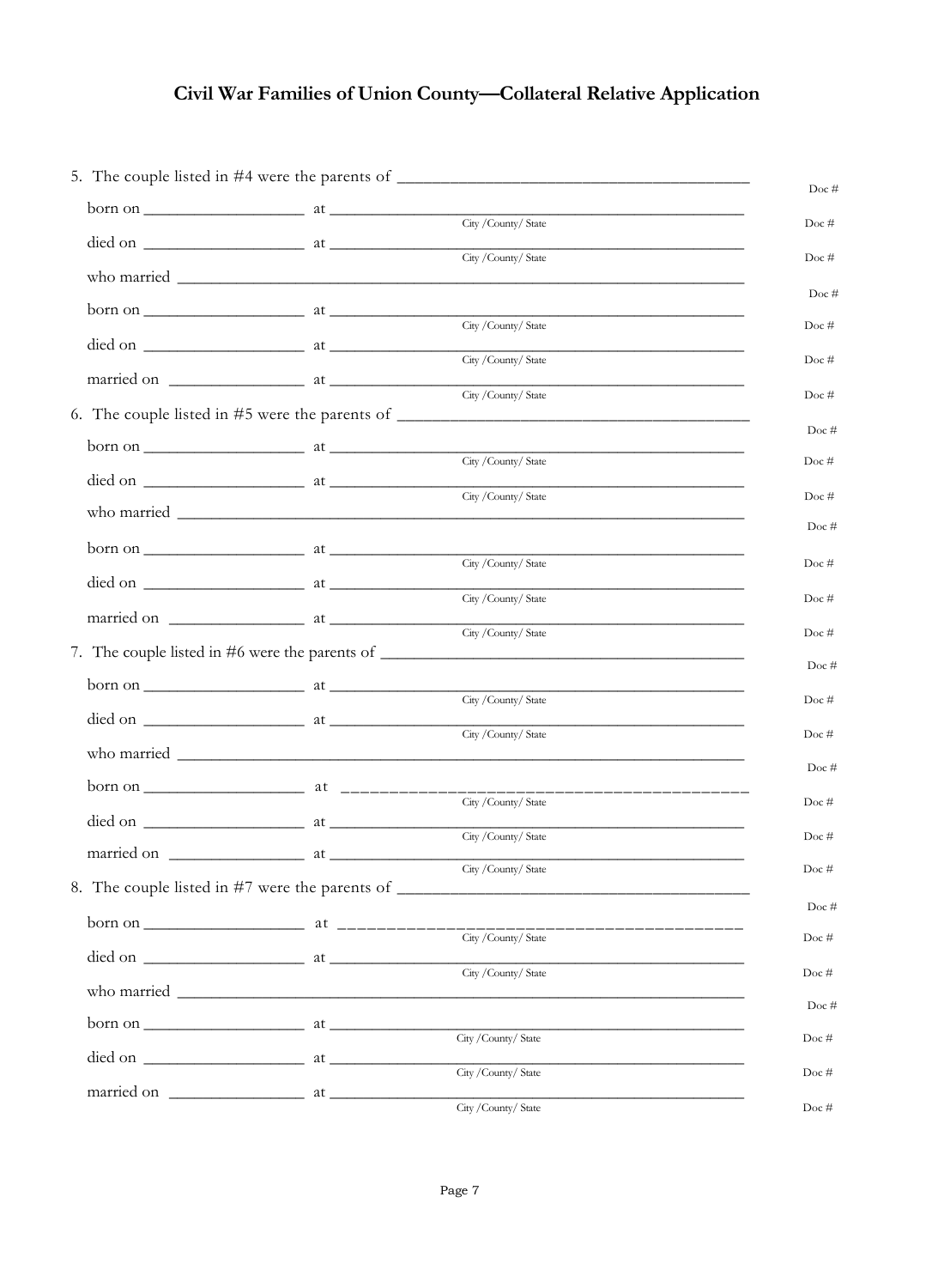## Civil War Families of Union County—Collateral Relative Application

5. The couple listed in #4 were the parents of ________________________________________ Doc #

   born on ____________________ at ________________________________________ Doc #
   City / County / State

   died on ____________________ at ________________________________________ Doc #
   City / County / State

   who married ________________________________________________________________ Doc #

   born on ____________________ at ________________________________________ Doc #
   City / County / State

   died on ____________________ at ________________________________________ Doc #
   City / County / State

   married on _________________ at ________________________________________ Doc #
   City / County / State

6. The couple listed in #5 were the parents of ________________________________________ Doc #

   born on ____________________ at ________________________________________ Doc #
   City / County / State

   died on ____________________ at ________________________________________ Doc #
   City / County / State

   who married ________________________________________________________________ Doc #

   born on ____________________ at ________________________________________ Doc #
   City / County / State

   died on ____________________ at ________________________________________ Doc #
   City / County / State

   married on _________________ at ________________________________________ Doc #
   City / County / State

7. The couple listed in #6 were the parents of ________________________________________ Doc #

   born on ____________________ at ________________________________________ Doc #
   City / County / State

   died on ____________________ at ________________________________________ Doc #
   City / County / State

   who married ________________________________________________________________ Doc #

   born on ____________________ at ________________________________________ Doc #
   City / County / State

   died on ____________________ at ________________________________________ Doc #
   City / County / State

   married on _________________ at ________________________________________ Doc #
   City / County / State

8. The couple listed in #7 were the parents of ________________________________________ Doc #

   born on ____________________ at ________________________________________ Doc #
   City / County / State

   died on ____________________ at ________________________________________ Doc #
   City / County / State

   who married ________________________________________________________________ Doc #

   born on ____________________ at ________________________________________ Doc #
   City / County / State

   died on ____________________ at ________________________________________ Doc #
   City / County / State

   married on _________________ at ________________________________________ Doc #
   City / County / State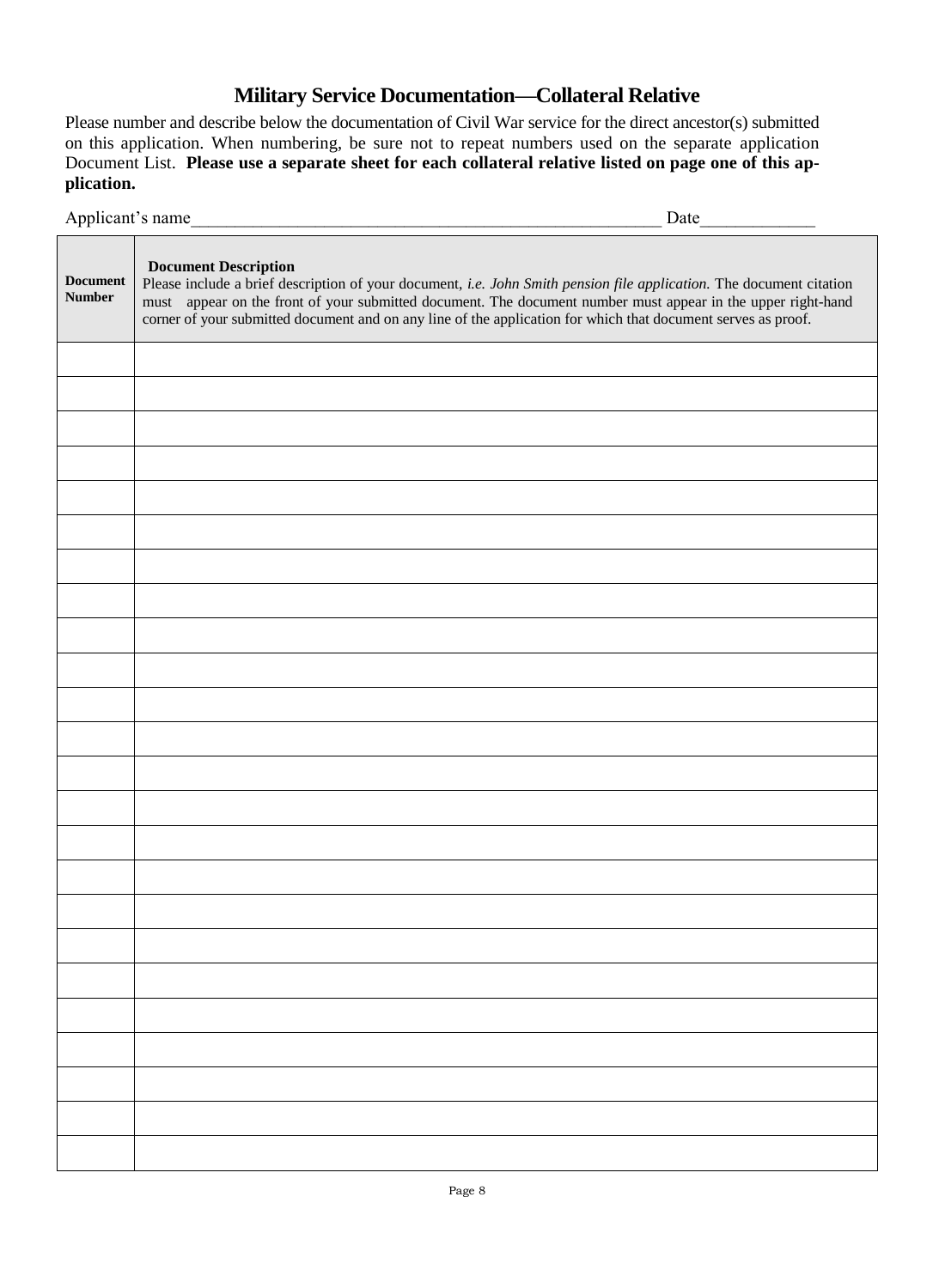## Military Service Documentation—Collateral Relative

Please number and describe below the documentation of Civil War service for the direct ancestor(s) submitted on this application. When numbering, be sure not to repeat numbers used on the separate application Document List. **Please use a separate sheet for each collateral relative listed on page one of this application.**

Applicant's name\_\_\_\_\_\_\_\_\_\_\_\_\_\_\_\_\_\_\_\_\_\_\_\_\_\_\_\_\_\_\_\_\_\_\_\_\_\_\_\_\_\_\_\_\_\_\_\_\_\_\_\_\_\_\_ Date\_\_\_\_\_\_\_\_\_\_\_\_\_

| **Document Number** | **Document Description** Please include a brief description of your document, *i.e. John Smith pension file application.* The document citation must appear on the front of your submitted document. The document number must appear in the upper right-hand corner of your submitted document and on any line of the application for which that document serves as proof. |
|---|---|
| | |
| | |
| | |
| | |
| | |
| | |
| | |
| | |
| | |
| | |
| | |
| | |
| | |
| | |
| | |
| | |
| | |
| | |
| | |
| | |
| | |
| | |
| | |
| | |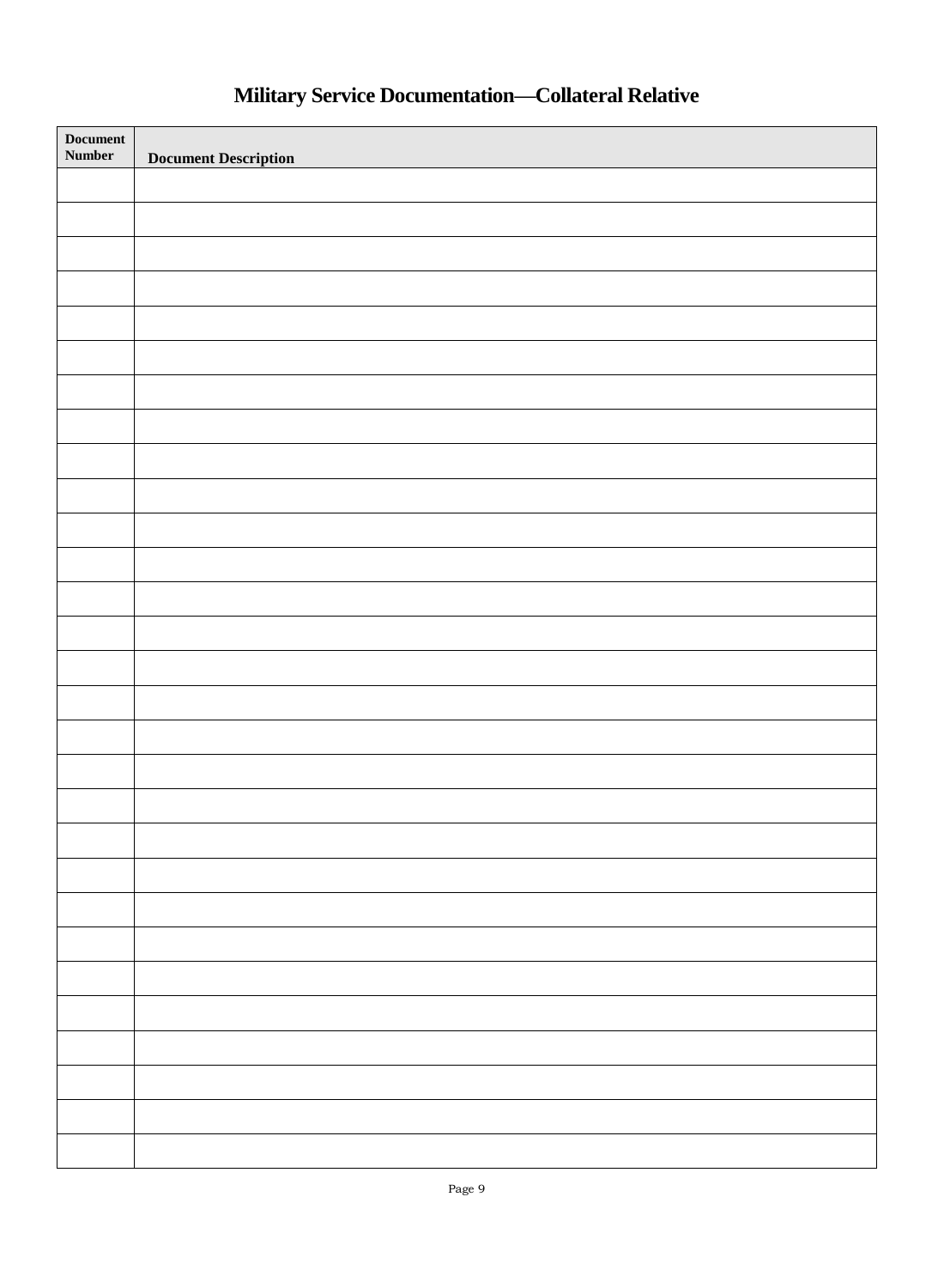# Military Service Documentation—Collateral Relative

| Document Number | Document Description |
|---|---|
| | |
| | |
| | |
| | |
| | |
| | |
| | |
| | |
| | |
| | |
| | |
| | |
| | |
| | |
| | |
| | |
| | |
| | |
| | |
| | |
| | |
| | |
| | |
| | |
| | |
| | |
| | |
| | |
| | |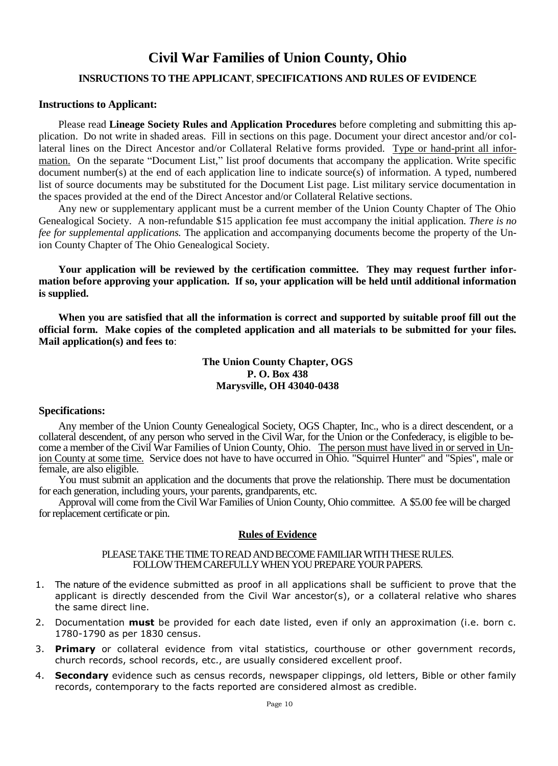# Civil War Families of Union County, Ohio

## INSRUCTIONS TO THE APPLICANT, SPECIFICATIONS AND RULES OF EVIDENCE

### Instructions to Applicant:

Please read **Lineage Society Rules and Application Procedures** before completing and submitting this application. Do not write in shaded areas. Fill in sections on this page. Document your direct ancestor and/or collateral lines on the Direct Ancestor and/or Collateral Relative forms provided. Type or hand-print all information. On the separate "Document List," list proof documents that accompany the application. Write specific document number(s) at the end of each application line to indicate source(s) of information. A typed, numbered list of source documents may be substituted for the Document List page. List military service documentation in the spaces provided at the end of the Direct Ancestor and/or Collateral Relative sections.

Any new or supplementary applicant must be a current member of the Union County Chapter of The Ohio Genealogical Society. A non-refundable $15 application fee must accompany the initial application. *There is no fee for supplemental applications.* The application and accompanying documents become the property of the Union County Chapter of The Ohio Genealogical Society.

**Your application will be reviewed by the certification committee. They may request further information before approving your application. If so, your application will be held until additional information is supplied.**

**When you are satisfied that all the information is correct and supported by suitable proof fill out the official form. Make copies of the completed application and all materials to be submitted for your files. Mail application(s) and fees to**:

**The Union County Chapter, OGS**
**P. O. Box 438**
**Marysville, OH 43040-0438**

### Specifications:

Any member of the Union County Genealogical Society, OGS Chapter, Inc., who is a direct descendent, or a collateral descendent, of any person who served in the Civil War, for the Union or the Confederacy, is eligible to become a member of the Civil War Families of Union County, Ohio. The person must have lived in or served in Union County at some time. Service does not have to have occurred in Ohio. "Squirrel Hunter" and "Spies", male or female, are also eligible.

You must submit an application and the documents that prove the relationship. There must be documentation for each generation, including yours, your parents, grandparents, etc.

Approval will come from the Civil War Families of Union County, Ohio committee. A $5.00 fee will be charged for replacement certificate or pin.

### Rules of Evidence

PLEASE TAKE THE TIME TO READ AND BECOME FAMILIAR WITH THESE RULES.
FOLLOW THEM CAREFULLY WHEN YOU PREPARE YOUR PAPERS.

1. The nature of the evidence submitted as proof in all applications shall be sufficient to prove that the applicant is directly descended from the Civil War ancestor(s), or a collateral relative who shares the same direct line.
2. Documentation **must** be provided for each date listed, even if only an approximation (i.e. born c. 1780-1790 as per 1830 census.
3. **Primary** or collateral evidence from vital statistics, courthouse or other government records, church records, school records, etc., are usually considered excellent proof.
4. **Secondary** evidence such as census records, newspaper clippings, old letters, Bible or other family records, contemporary to the facts reported are considered almost as credible.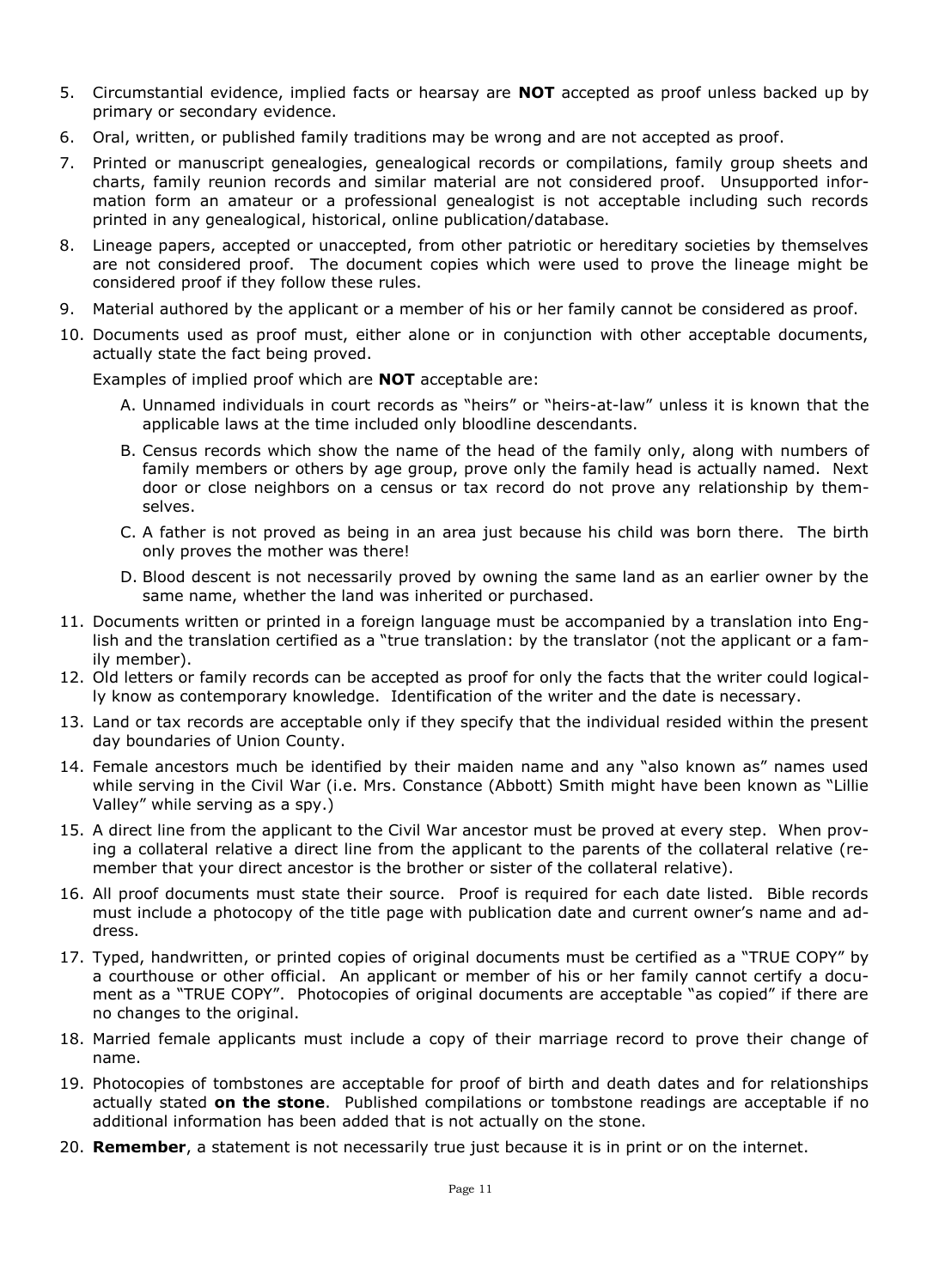5. Circumstantial evidence, implied facts or hearsay are **NOT** accepted as proof unless backed up by primary or secondary evidence.
6. Oral, written, or published family traditions may be wrong and are not accepted as proof.
7. Printed or manuscript genealogies, genealogical records or compilations, family group sheets and charts, family reunion records and similar material are not considered proof. Unsupported information form an amateur or a professional genealogist is not acceptable including such records printed in any genealogical, historical, online publication/database.
8. Lineage papers, accepted or unaccepted, from other patriotic or hereditary societies by themselves are not considered proof. The document copies which were used to prove the lineage might be considered proof if they follow these rules.
9. Material authored by the applicant or a member of his or her family cannot be considered as proof.
10. Documents used as proof must, either alone or in conjunction with other acceptable documents, actually state the fact being proved.

    Examples of implied proof which are **NOT** acceptable are:

    A. Unnamed individuals in court records as "heirs" or "heirs-at-law" unless it is known that the applicable laws at the time included only bloodline descendants.

    B. Census records which show the name of the head of the family only, along with numbers of family members or others by age group, prove only the family head is actually named. Next door or close neighbors on a census or tax record do not prove any relationship by themselves.

    C. A father is not proved as being in an area just because his child was born there. The birth only proves the mother was there!

    D. Blood descent is not necessarily proved by owning the same land as an earlier owner by the same name, whether the land was inherited or purchased.

11. Documents written or printed in a foreign language must be accompanied by a translation into English and the translation certified as a "true translation: by the translator (not the applicant or a family member).
12. Old letters or family records can be accepted as proof for only the facts that the writer could logically know as contemporary knowledge. Identification of the writer and the date is necessary.
13. Land or tax records are acceptable only if they specify that the individual resided within the present day boundaries of Union County.
14. Female ancestors much be identified by their maiden name and any "also known as" names used while serving in the Civil War (i.e. Mrs. Constance (Abbott) Smith might have been known as "Lillie Valley" while serving as a spy.)
15. A direct line from the applicant to the Civil War ancestor must be proved at every step. When proving a collateral relative a direct line from the applicant to the parents of the collateral relative (remember that your direct ancestor is the brother or sister of the collateral relative).
16. All proof documents must state their source. Proof is required for each date listed. Bible records must include a photocopy of the title page with publication date and current owner's name and address.
17. Typed, handwritten, or printed copies of original documents must be certified as a "TRUE COPY" by a courthouse or other official. An applicant or member of his or her family cannot certify a document as a "TRUE COPY". Photocopies of original documents are acceptable "as copied" if there are no changes to the original.
18. Married female applicants must include a copy of their marriage record to prove their change of name.
19. Photocopies of tombstones are acceptable for proof of birth and death dates and for relationships actually stated **on the stone**. Published compilations or tombstone readings are acceptable if no additional information has been added that is not actually on the stone.
20. **Remember**, a statement is not necessarily true just because it is in print or on the internet.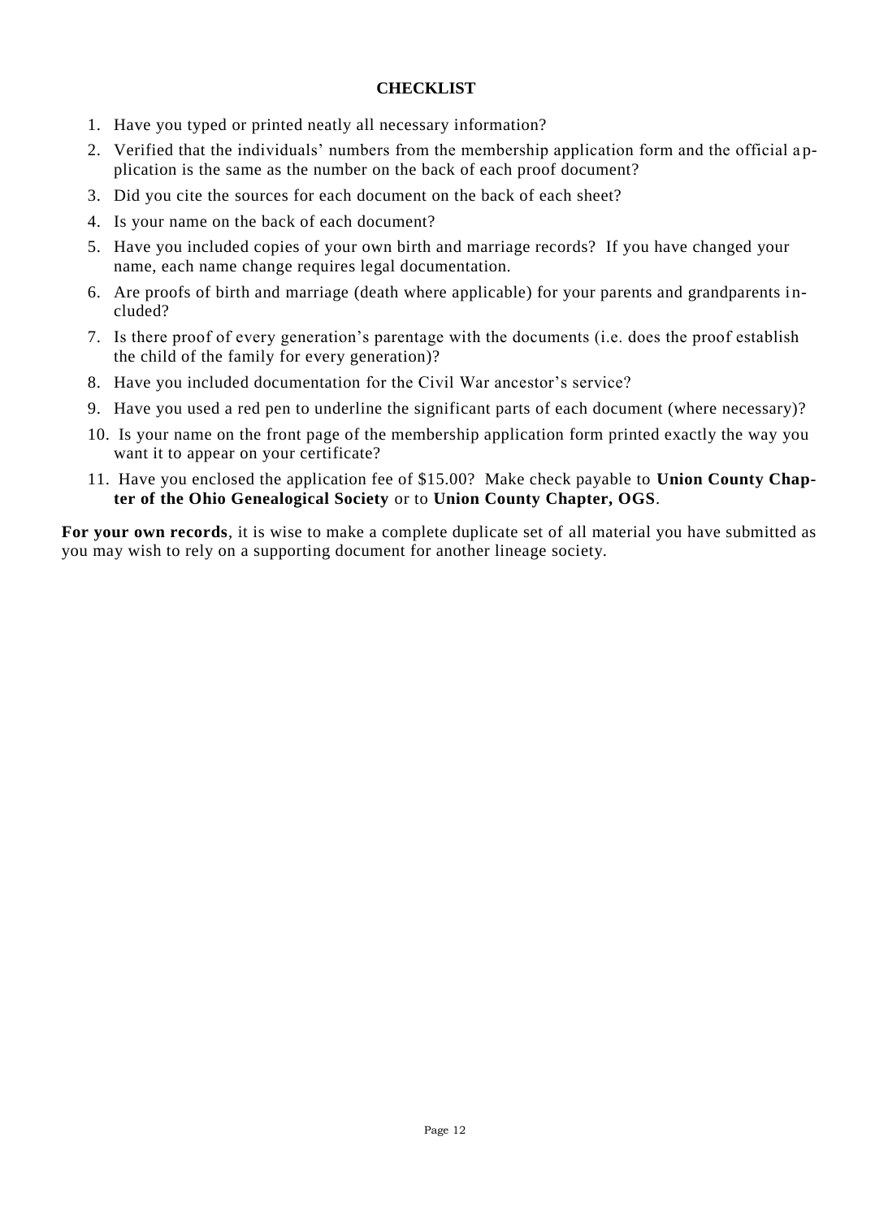## CHECKLIST

1. Have you typed or printed neatly all necessary information?
2. Verified that the individuals' numbers from the membership application form and the official application is the same as the number on the back of each proof document?
3. Did you cite the sources for each document on the back of each sheet?
4. Is your name on the back of each document?
5. Have you included copies of your own birth and marriage records? If you have changed your name, each name change requires legal documentation.
6. Are proofs of birth and marriage (death where applicable) for your parents and grandparents included?
7. Is there proof of every generation's parentage with the documents (i.e. does the proof establish the child of the family for every generation)?
8. Have you included documentation for the Civil War ancestor's service?
9. Have you used a red pen to underline the significant parts of each document (where necessary)?
10. Is your name on the front page of the membership application form printed exactly the way you want it to appear on your certificate?
11. Have you enclosed the application fee of $15.00? Make check payable to **Union County Chapter of the Ohio Genealogical Society** or to **Union County Chapter, OGS**.

**For your own records**, it is wise to make a complete duplicate set of all material you have submitted as you may wish to rely on a supporting document for another lineage society.